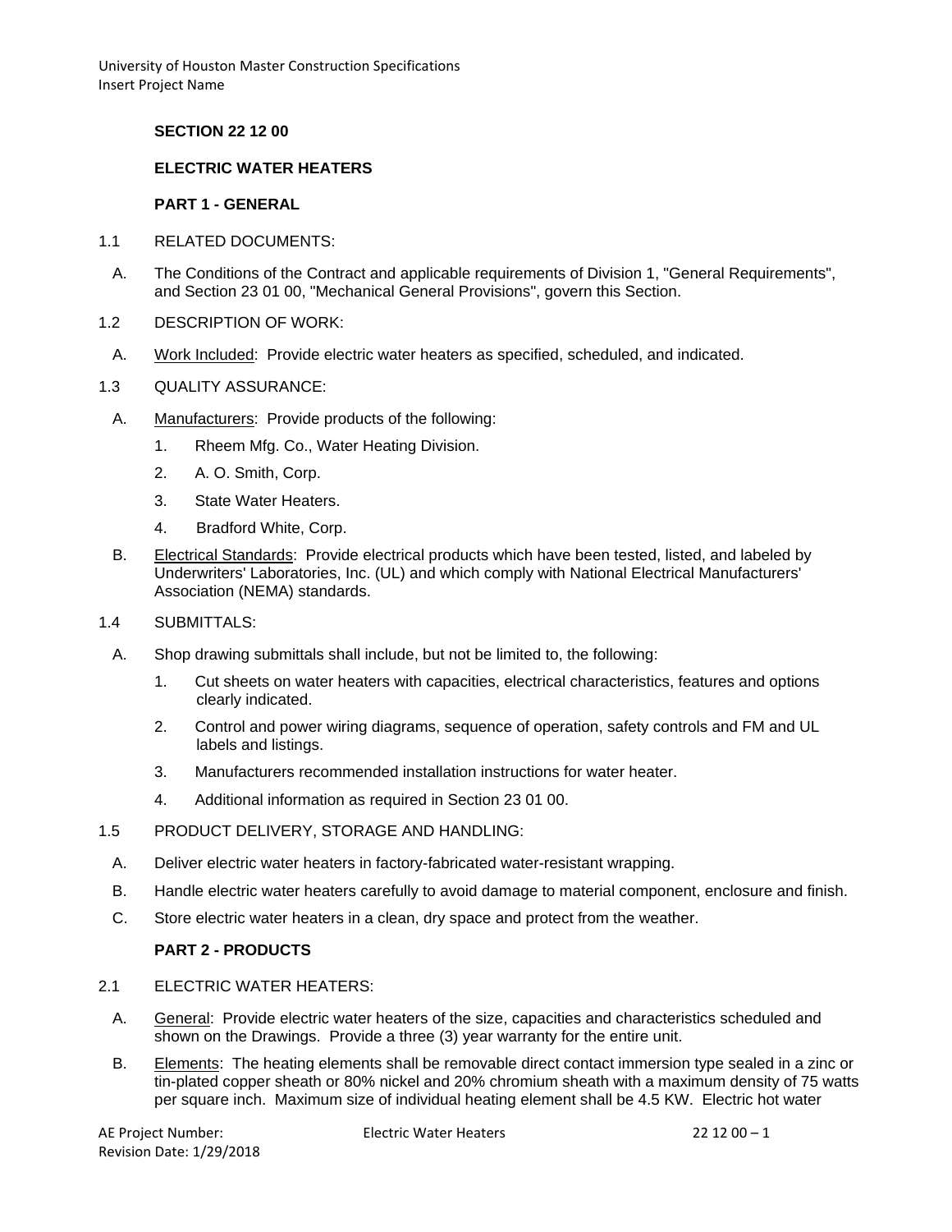## SECTION 22 12 00

## ELECTRIC WATER HEATERS

### PART 1 - GENERAL

1.1 RELATED DOCUMENTS:

A. The Conditions of the Contract and applicable requirements of Division 1, "General Requirements", and Section 23 01 00, "Mechanical General Provisions", govern this Section.

1.2 DESCRIPTION OF WORK:

A. Work Included: Provide electric water heaters as specified, scheduled, and indicated.

1.3 QUALITY ASSURANCE:

A. Manufacturers: Provide products of the following:

1. Rheem Mfg. Co., Water Heating Division.
2. A. O. Smith, Corp.
3. State Water Heaters.
4. Bradford White, Corp.

B. Electrical Standards: Provide electrical products which have been tested, listed, and labeled by Underwriters' Laboratories, Inc. (UL) and which comply with National Electrical Manufacturers' Association (NEMA) standards.

1.4 SUBMITTALS:

A. Shop drawing submittals shall include, but not be limited to, the following:

1. Cut sheets on water heaters with capacities, electrical characteristics, features and options clearly indicated.
2. Control and power wiring diagrams, sequence of operation, safety controls and FM and UL labels and listings.
3. Manufacturers recommended installation instructions for water heater.
4. Additional information as required in Section 23 01 00.

1.5 PRODUCT DELIVERY, STORAGE AND HANDLING:

A. Deliver electric water heaters in factory-fabricated water-resistant wrapping.

B. Handle electric water heaters carefully to avoid damage to material component, enclosure and finish.

C. Store electric water heaters in a clean, dry space and protect from the weather.

### PART 2 - PRODUCTS

2.1 ELECTRIC WATER HEATERS:

A. General: Provide electric water heaters of the size, capacities and characteristics scheduled and shown on the Drawings. Provide a three (3) year warranty for the entire unit.

B. Elements: The heating elements shall be removable direct contact immersion type sealed in a zinc or tin-plated copper sheath or 80% nickel and 20% chromium sheath with a maximum density of 75 watts per square inch. Maximum size of individual heating element shall be 4.5 KW. Electric hot water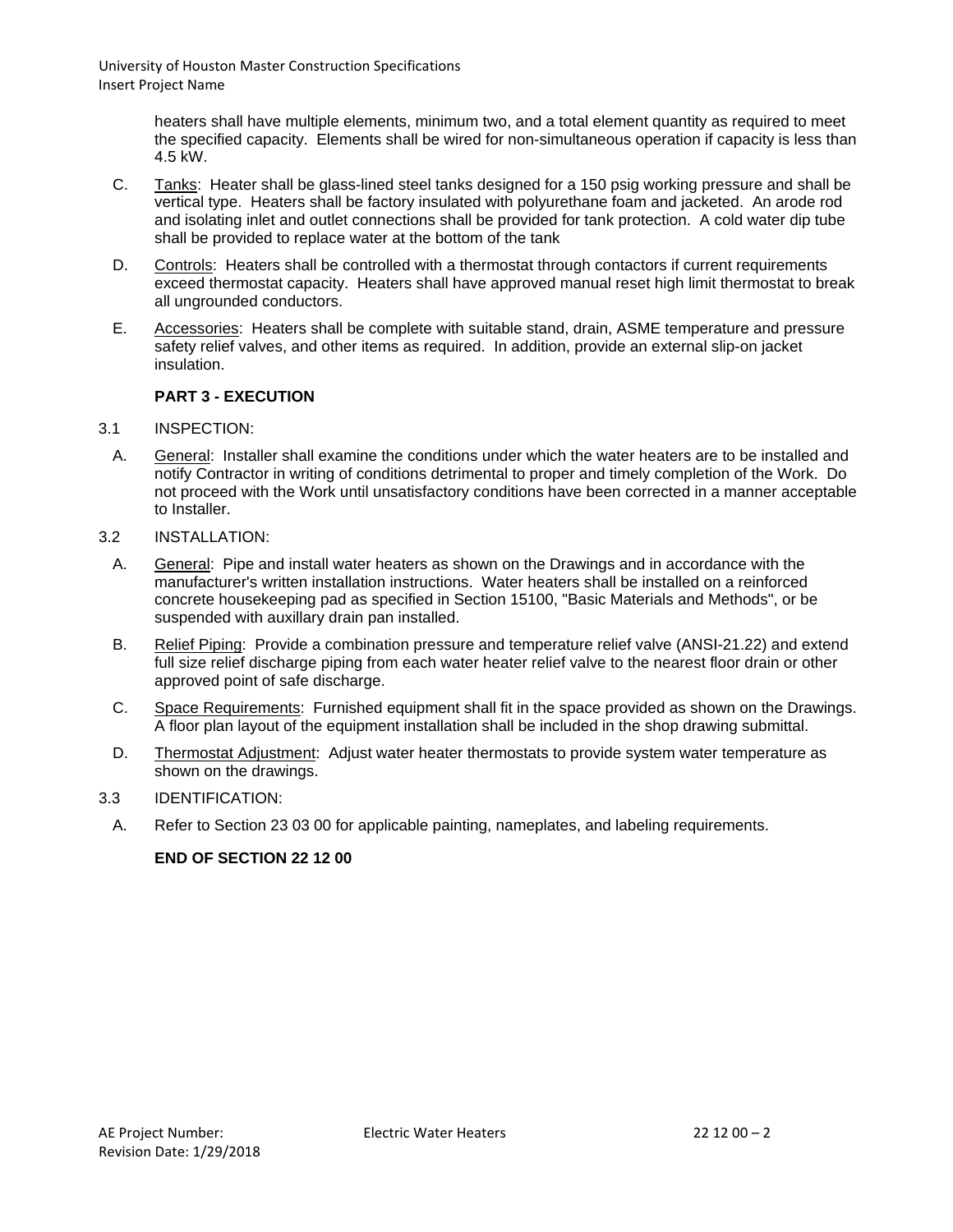heaters shall have multiple elements, minimum two, and a total element quantity as required to meet the specified capacity. Elements shall be wired for non-simultaneous operation if capacity is less than 4.5 kW.

C. Tanks: Heater shall be glass-lined steel tanks designed for a 150 psig working pressure and shall be vertical type. Heaters shall be factory insulated with polyurethane foam and jacketed. An arode rod and isolating inlet and outlet connections shall be provided for tank protection. A cold water dip tube shall be provided to replace water at the bottom of the tank

D. Controls: Heaters shall be controlled with a thermostat through contactors if current requirements exceed thermostat capacity. Heaters shall have approved manual reset high limit thermostat to break all ungrounded conductors.

E. Accessories: Heaters shall be complete with suitable stand, drain, ASME temperature and pressure safety relief valves, and other items as required. In addition, provide an external slip-on jacket insulation.

## PART 3 - EXECUTION

3.1 INSPECTION:

A. General: Installer shall examine the conditions under which the water heaters are to be installed and notify Contractor in writing of conditions detrimental to proper and timely completion of the Work. Do not proceed with the Work until unsatisfactory conditions have been corrected in a manner acceptable to Installer.

3.2 INSTALLATION:

A. General: Pipe and install water heaters as shown on the Drawings and in accordance with the manufacturer's written installation instructions. Water heaters shall be installed on a reinforced concrete housekeeping pad as specified in Section 15100, "Basic Materials and Methods", or be suspended with auxillary drain pan installed.

B. Relief Piping: Provide a combination pressure and temperature relief valve (ANSI-21.22) and extend full size relief discharge piping from each water heater relief valve to the nearest floor drain or other approved point of safe discharge.

C. Space Requirements: Furnished equipment shall fit in the space provided as shown on the Drawings. A floor plan layout of the equipment installation shall be included in the shop drawing submittal.

D. Thermostat Adjustment: Adjust water heater thermostats to provide system water temperature as shown on the drawings.

3.3 IDENTIFICATION:

A. Refer to Section 23 03 00 for applicable painting, nameplates, and labeling requirements.

**END OF SECTION 22 12 00**